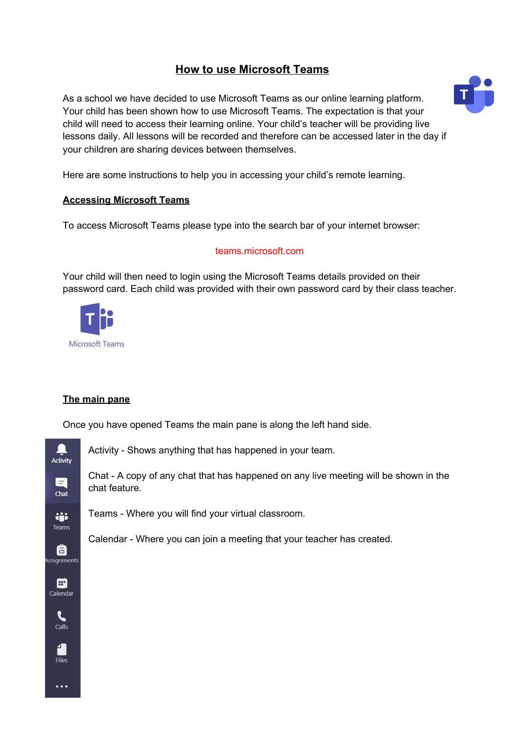# How to use Microsoft Teams

As a school we have decided to use Microsoft Teams as our online learning platform. Your child has been shown how to use Microsoft Teams. The expectation is that your child will need to access their learning online. Your child's teacher will be providing live lessons daily. All lessons will be recorded and therefore can be accessed later in the day if your children are sharing devices between themselves.

Here are some instructions to help you in accessing your child's remote learning.

## Accessing Microsoft Teams

To access Microsoft Teams please type into the search bar of your internet browser:

teams.microsoft.com

Your child will then need to login using the Microsoft Teams details provided on their password card. Each child was provided with their own password card by their class teacher.

## The main pane

Once you have opened Teams the main pane is along the left hand side.

Activity - Shows anything that has happened in your team.

Chat - A copy of any chat that has happened on any live meeting will be shown in the chat feature.

Teams - Where you will find your virtual classroom.

Calendar - Where you can join a meeting that your teacher has created.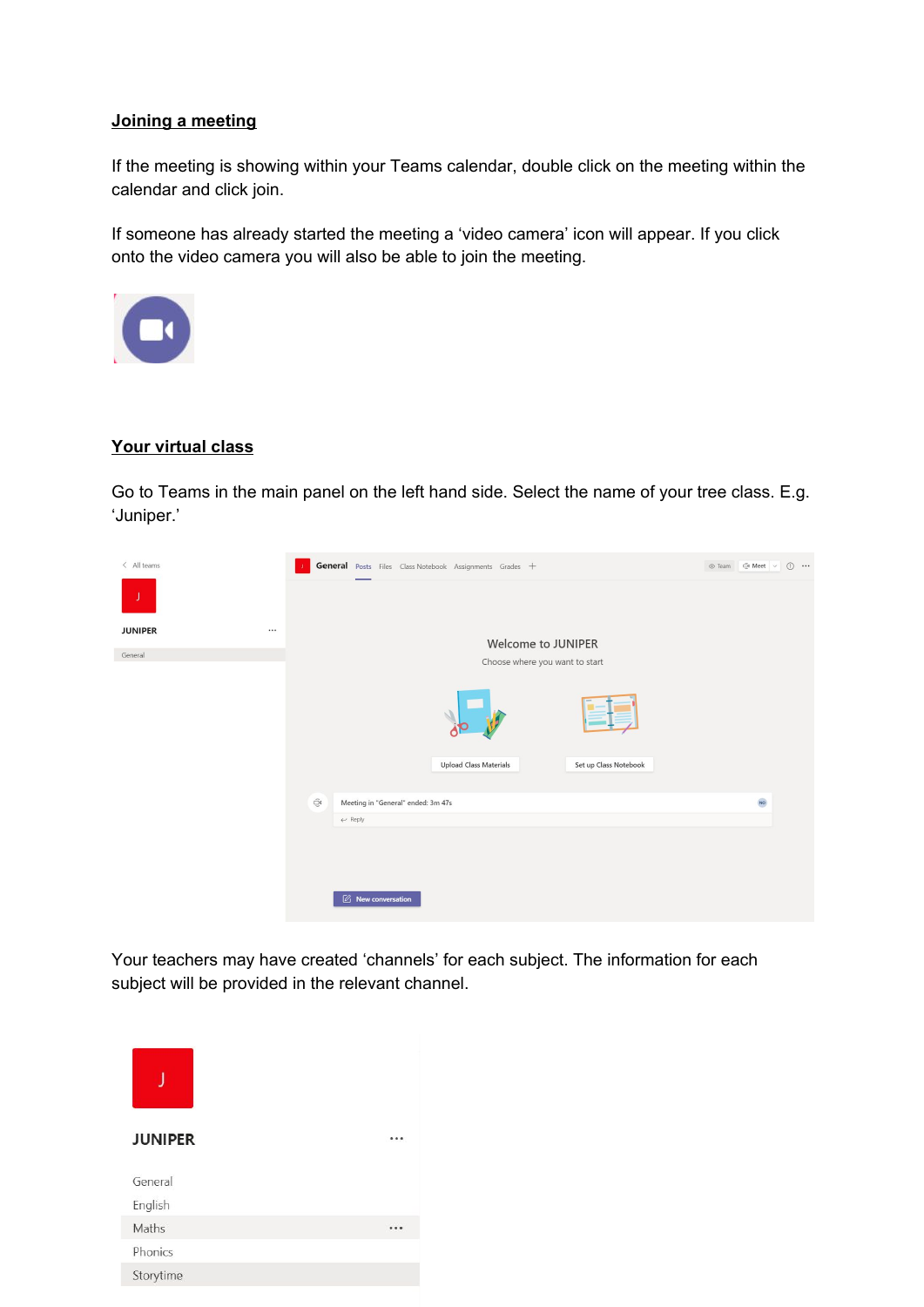**Joining a meeting**

If the meeting is showing within your Teams calendar, double click on the meeting within the calendar and click join.

If someone has already started the meeting a 'video camera' icon will appear. If you click onto the video camera you will also be able to join the meeting.

**Your virtual class**

Go to Teams in the main panel on the left hand side. Select the name of your tree class. E.g. 'Juniper.'

Your teachers may have created 'channels' for each subject. The information for each subject will be provided in the relevant channel.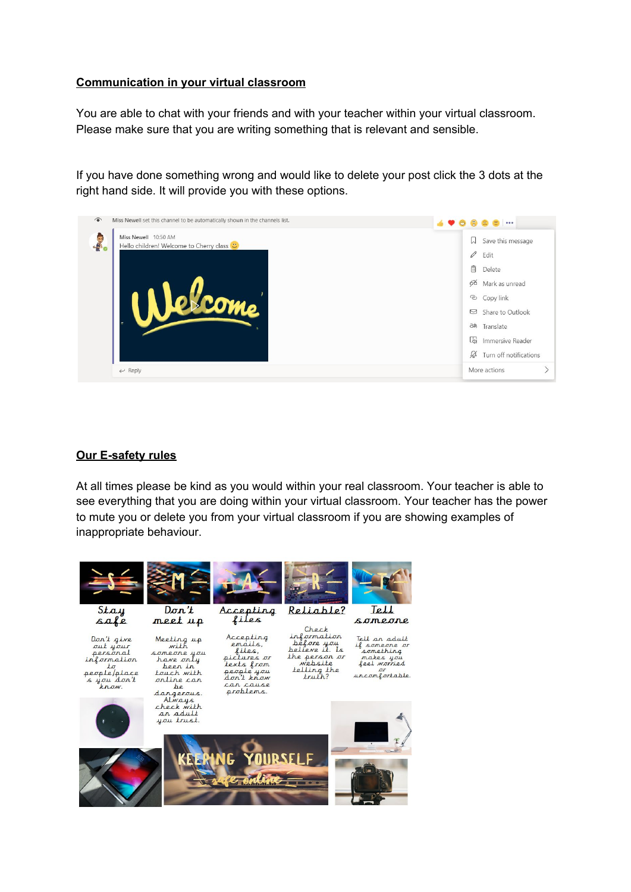## Communication in your virtual classroom

You are able to chat with your friends and with your teacher within your virtual classroom. Please make sure that you are writing something that is relevant and sensible.

If you have done something wrong and would like to delete your post click the 3 dots at the right hand side. It will provide you with these options.

## Our E-safety rules

At all times please be kind as you would within your real classroom. Your teacher is able to see everything that you are doing within your virtual classroom. Your teacher has the power to mute you or delete you from your virtual classroom if you are showing examples of inappropriate behaviour.